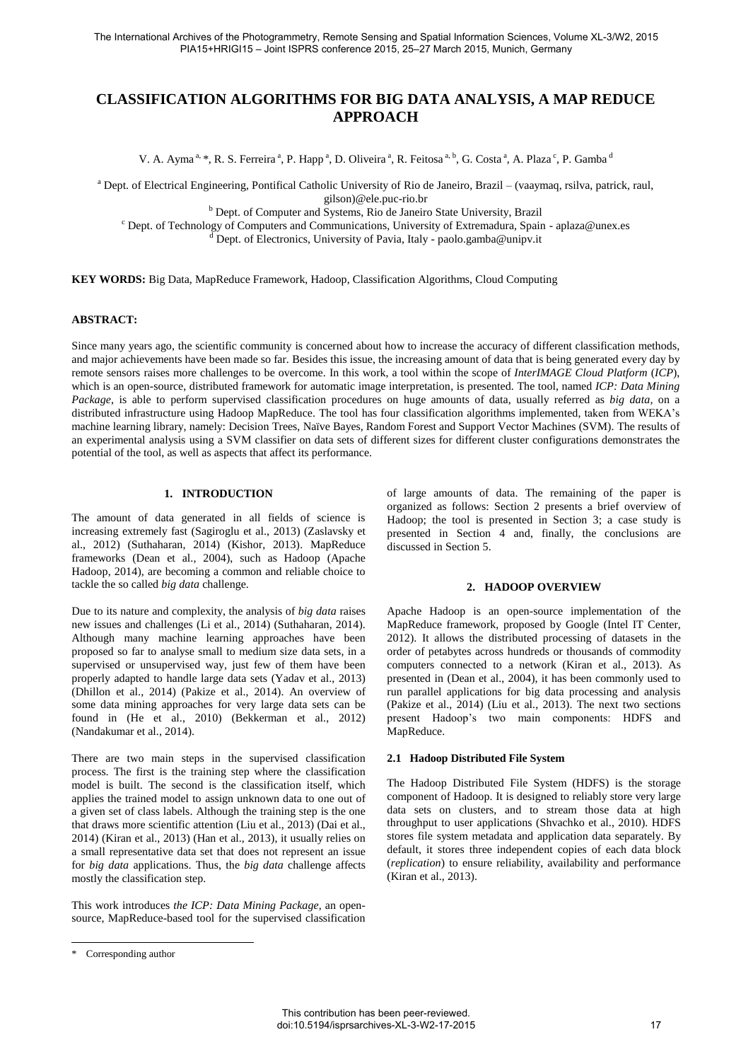# CLASSIFICATION ALGORITHMS FOR BIG DATA ANALYSIS, A MAP REDUCE APPROACH

V. A. Ayma[a,*], R. S. Ferreira[a], P. Happ[a], D. Oliveira[a], R. Feitosa[a,b], G. Costa[a], A. Plaza[c], P. Gamba[d]

[a] Dept. of Electrical Engineering, Pontifical Catholic University of Rio de Janeiro, Brazil – (vaaymaq, rsilva, patrick, raul, gilson)@ele.puc-rio.br

[b] Dept. of Computer and Systems, Rio de Janeiro State University, Brazil

[c] Dept. of Technology of Computers and Communications, University of Extremadura, Spain - aplaza@unex.es

[d] Dept. of Electronics, University of Pavia, Italy - paolo.gamba@unipv.it

**KEY WORDS:** Big Data, MapReduce Framework, Hadoop, Classification Algorithms, Cloud Computing

## ABSTRACT:

Since many years ago, the scientific community is concerned about how to increase the accuracy of different classification methods, and major achievements have been made so far. Besides this issue, the increasing amount of data that is being generated every day by remote sensors raises more challenges to be overcome. In this work, a tool within the scope of *InterIMAGE Cloud Platform* (*ICP*), which is an open-source, distributed framework for automatic image interpretation, is presented. The tool, named *ICP: Data Mining Package*, is able to perform supervised classification procedures on huge amounts of data, usually referred as *big data*, on a distributed infrastructure using Hadoop MapReduce. The tool has four classification algorithms implemented, taken from WEKA's machine learning library, namely: Decision Trees, Naïve Bayes, Random Forest and Support Vector Machines (SVM). The results of an experimental analysis using a SVM classifier on data sets of different sizes for different cluster configurations demonstrates the potential of the tool, as well as aspects that affect its performance.

## 1. INTRODUCTION

The amount of data generated in all fields of science is increasing extremely fast (Sagiroglu et al., 2013) (Zaslavsky et al., 2012) (Suthaharan, 2014) (Kishor, 2013). MapReduce frameworks (Dean et al., 2004), such as Hadoop (Apache Hadoop, 2014), are becoming a common and reliable choice to tackle the so called *big data* challenge.

Due to its nature and complexity, the analysis of *big data* raises new issues and challenges (Li et al., 2014) (Suthaharan, 2014). Although many machine learning approaches have been proposed so far to analyse small to medium size data sets, in a supervised or unsupervised way, just few of them have been properly adapted to handle large data sets (Yadav et al., 2013) (Dhillon et al., 2014) (Pakize et al., 2014). An overview of some data mining approaches for very large data sets can be found in (He et al., 2010) (Bekkerman et al., 2012) (Nandakumar et al., 2014).

There are two main steps in the supervised classification process. The first is the training step where the classification model is built. The second is the classification itself, which applies the trained model to assign unknown data to one out of a given set of class labels. Although the training step is the one that draws more scientific attention (Liu et al., 2013) (Dai et al., 2014) (Kiran et al., 2013) (Han et al., 2013), it usually relies on a small representative data set that does not represent an issue for *big data* applications. Thus, the *big data* challenge affects mostly the classification step.

This work introduces *the ICP: Data Mining Package*, an open-source, MapReduce-based tool for the supervised classification of large amounts of data. The remaining of the paper is organized as follows: Section 2 presents a brief overview of Hadoop; the tool is presented in Section 3; a case study is presented in Section 4 and, finally, the conclusions are discussed in Section 5.

## 2. HADOOP OVERVIEW

Apache Hadoop is an open-source implementation of the MapReduce framework, proposed by Google (Intel IT Center, 2012). It allows the distributed processing of datasets in the order of petabytes across hundreds or thousands of commodity computers connected to a network (Kiran et al., 2013). As presented in (Dean et al., 2004), it has been commonly used to run parallel applications for big data processing and analysis (Pakize et al., 2014) (Liu et al., 2013). The next two sections present Hadoop's two main components: HDFS and MapReduce.

### 2.1 Hadoop Distributed File System

The Hadoop Distributed File System (HDFS) is the storage component of Hadoop. It is designed to reliably store very large data sets on clusters, and to stream those data at high throughput to user applications (Shvachko et al., 2010). HDFS stores file system metadata and application data separately. By default, it stores three independent copies of each data block (*replication*) to ensure reliability, availability and performance (Kiran et al., 2013).

\* Corresponding author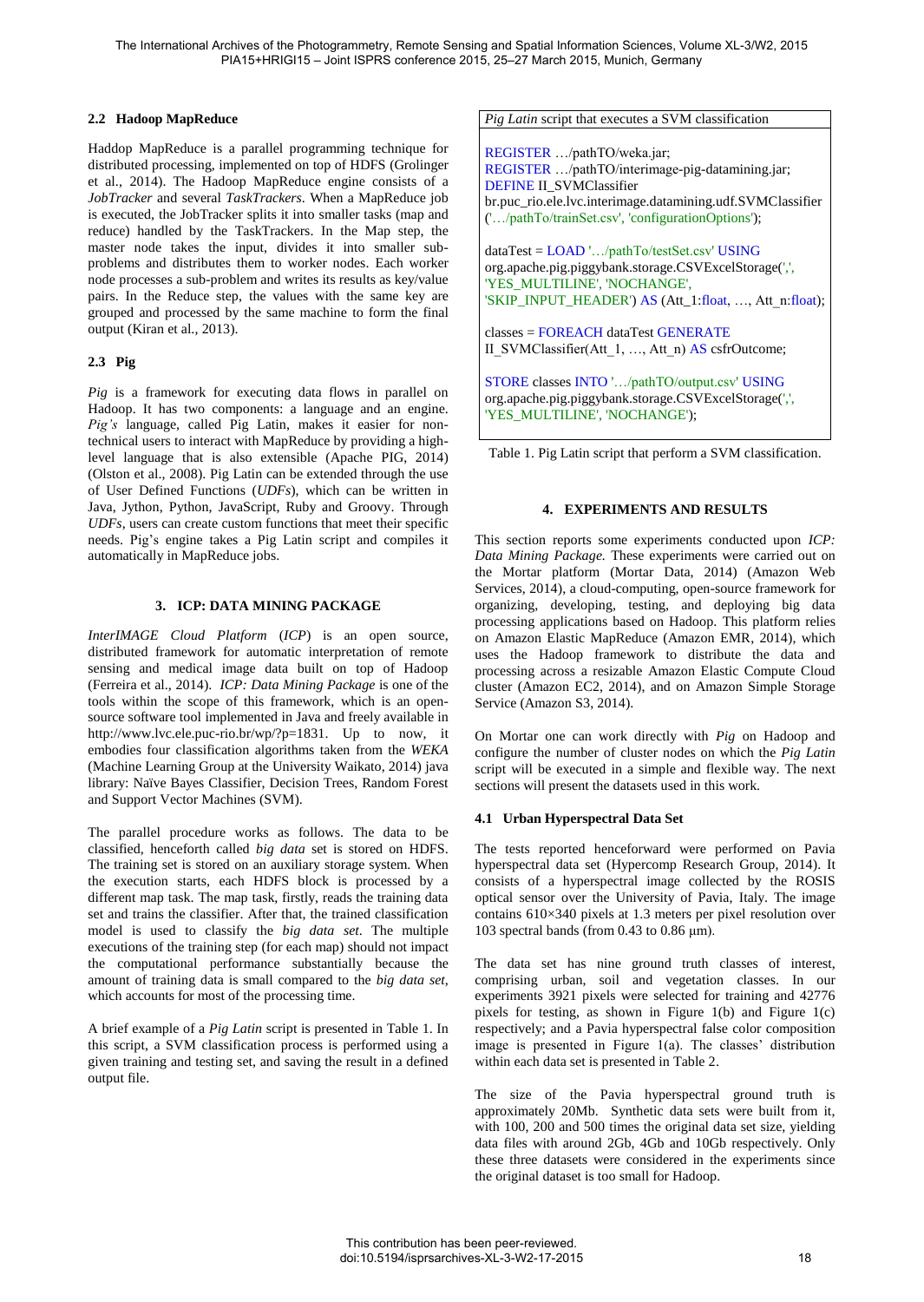### 2.2 Hadoop MapReduce

Haddop MapReduce is a parallel programming technique for distributed processing, implemented on top of HDFS (Grolinger et al., 2014). The Hadoop MapReduce engine consists of a *JobTracker* and several *TaskTrackers*. When a MapReduce job is executed, the JobTracker splits it into smaller tasks (map and reduce) handled by the TaskTrackers. In the Map step, the master node takes the input, divides it into smaller sub-problems and distributes them to worker nodes. Each worker node processes a sub-problem and writes its results as key/value pairs. In the Reduce step, the values with the same key are grouped and processed by the same machine to form the final output (Kiran et al., 2013).

### 2.3 Pig

*Pig* is a framework for executing data flows in parallel on Hadoop. It has two components: a language and an engine. *Pig's* language, called Pig Latin, makes it easier for non-technical users to interact with MapReduce by providing a high-level language that is also extensible (Apache PIG, 2014) (Olston et al., 2008). Pig Latin can be extended through the use of User Defined Functions (*UDFs*), which can be written in Java, Jython, Python, JavaScript, Ruby and Groovy. Through *UDFs*, users can create custom functions that meet their specific needs. Pig's engine takes a Pig Latin script and compiles it automatically in MapReduce jobs.

## 3. ICP: DATA MINING PACKAGE

*InterIMAGE Cloud Platform* (*ICP*) is an open source, distributed framework for automatic interpretation of remote sensing and medical image data built on top of Hadoop (Ferreira et al., 2014). *ICP: Data Mining Package* is one of the tools within the scope of this framework, which is an open-source software tool implemented in Java and freely available in http://www.lvc.ele.puc-rio.br/wp/?p=1831. Up to now, it embodies four classification algorithms taken from the *WEKA* (Machine Learning Group at the University Waikato, 2014) java library: Naïve Bayes Classifier, Decision Trees, Random Forest and Support Vector Machines (SVM).

The parallel procedure works as follows. The data to be classified, henceforth called *big data* set is stored on HDFS. The training set is stored on an auxiliary storage system. When the execution starts, each HDFS block is processed by a different map task. The map task, firstly, reads the training data set and trains the classifier. After that, the trained classification model is used to classify the *big data set*. The multiple executions of the training step (for each map) should not impact the computational performance substantially because the amount of training data is small compared to the *big data set*, which accounts for most of the processing time.

A brief example of a *Pig Latin* script is presented in Table 1. In this script, a SVM classification process is performed using a given training and testing set, and saving the result in a defined output file.

*Pig Latin* script that executes a SVM classification

```
REGISTER …/pathTO/weka.jar;
REGISTER …/pathTO/interimage-pig-datamining.jar;
DEFINE II_SVMClassifier
br.puc_rio.ele.lvc.interimage.datamining.udf.SVMClassifier
('…/pathTo/trainSet.csv', 'configurationOptions');

dataTest = LOAD '…/pathTo/testSet.csv' USING
org.apache.pig.piggybank.storage.CSVExcelStorage(',',
'YES_MULTILINE', 'NOCHANGE',
'SKIP_INPUT_HEADER') AS (Att_1:float, …, Att_n:float);

classes = FOREACH dataTest GENERATE
II_SVMClassifier(Att_1, …, Att_n) AS csfrOutcome;

STORE classes INTO '…/pathTO/output.csv' USING
org.apache.pig.piggybank.storage.CSVExcelStorage(',',
'YES_MULTILINE', 'NOCHANGE');
```

Table 1. Pig Latin script that perform a SVM classification.

## 4. EXPERIMENTS AND RESULTS

This section reports some experiments conducted upon *ICP: Data Mining Package.* These experiments were carried out on the Mortar platform (Mortar Data, 2014) (Amazon Web Services, 2014), a cloud-computing, open-source framework for organizing, developing, testing, and deploying big data processing applications based on Hadoop. This platform relies on Amazon Elastic MapReduce (Amazon EMR, 2014), which uses the Hadoop framework to distribute the data and processing across a resizable Amazon Elastic Compute Cloud cluster (Amazon EC2, 2014), and on Amazon Simple Storage Service (Amazon S3, 2014).

On Mortar one can work directly with *Pig* on Hadoop and configure the number of cluster nodes on which the *Pig Latin* script will be executed in a simple and flexible way. The next sections will present the datasets used in this work.

### 4.1 Urban Hyperspectral Data Set

The tests reported henceforward were performed on Pavia hyperspectral data set (Hypercomp Research Group, 2014). It consists of a hyperspectral image collected by the ROSIS optical sensor over the University of Pavia, Italy. The image contains 610×340 pixels at 1.3 meters per pixel resolution over 103 spectral bands (from 0.43 to 0.86 μm).

The data set has nine ground truth classes of interest, comprising urban, soil and vegetation classes. In our experiments 3921 pixels were selected for training and 42776 pixels for testing, as shown in Figure 1(b) and Figure 1(c) respectively; and a Pavia hyperspectral false color composition image is presented in Figure 1(a). The classes' distribution within each data set is presented in Table 2.

The size of the Pavia hyperspectral ground truth is approximately 20Mb. Synthetic data sets were built from it, with 100, 200 and 500 times the original data set size, yielding data files with around 2Gb, 4Gb and 10Gb respectively. Only these three datasets were considered in the experiments since the original dataset is too small for Hadoop.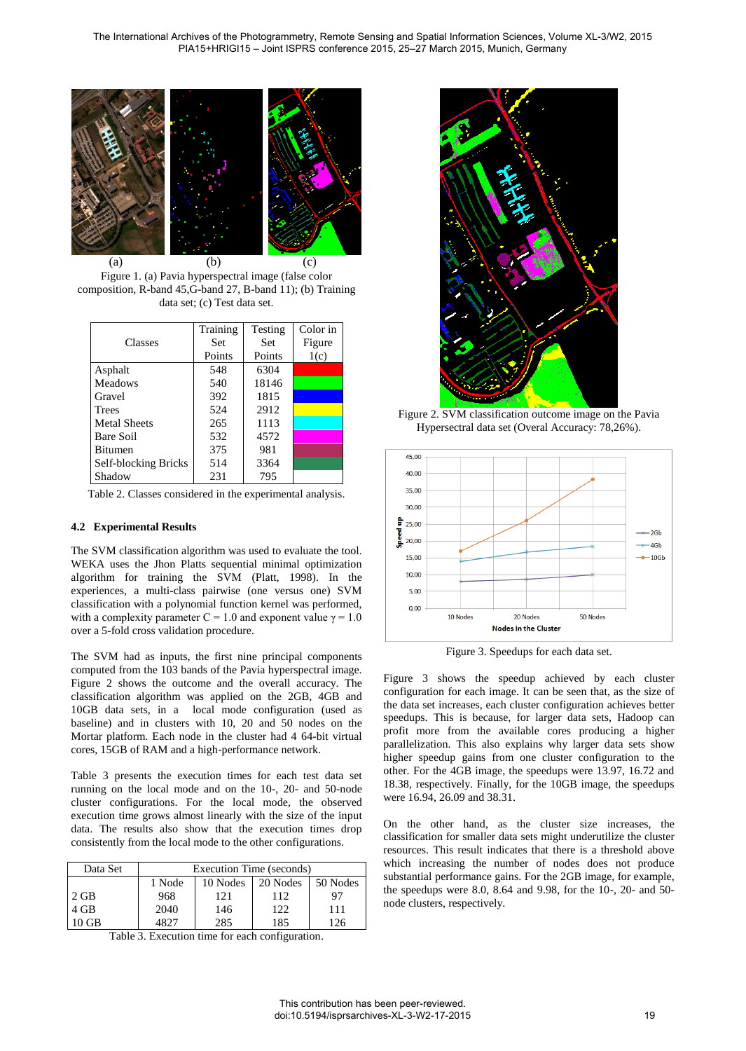(a) (b) (c)

Figure 1. (a) Pavia hyperspectral image (false color composition, R-band 45,G-band 27, B-band 11); (b) Training data set; (c) Test data set.

| Classes | Training Set Points | Testing Set Points | Color in Figure 1(c) |
|---|---|---|---|
| Asphalt | 548 | 6304 | |
| Meadows | 540 | 18146 | |
| Gravel | 392 | 1815 | |
| Trees | 524 | 2912 | |
| Metal Sheets | 265 | 1113 | |
| Bare Soil | 532 | 4572 | |
| Bitumen | 375 | 981 | |
| Self-blocking Bricks | 514 | 3364 | |
| Shadow | 231 | 795 | |

Table 2. Classes considered in the experimental analysis.

### 4.2 Experimental Results

The SVM classification algorithm was used to evaluate the tool. WEKA uses the Jhon Platts sequential minimal optimization algorithm for training the SVM (Platt, 1998). In the experiences, a multi-class pairwise (one versus one) SVM classification with a polynomial function kernel was performed, with a complexity parameter C = 1.0 and exponent value $\gamma = 1.0$ over a 5-fold cross validation procedure.

The SVM had as inputs, the first nine principal components computed from the 103 bands of the Pavia hyperspectral image. Figure 2 shows the outcome and the overall accuracy. The classification algorithm was applied on the 2GB, 4GB and 10GB data sets, in a local mode configuration (used as baseline) and in clusters with 10, 20 and 50 nodes on the Mortar platform. Each node in the cluster had 4 64-bit virtual cores, 15GB of RAM and a high-performance network.

Table 3 presents the execution times for each test data set running on the local mode and on the 10-, 20- and 50-node cluster configurations. For the local mode, the observed execution time grows almost linearly with the size of the input data. The results also show that the execution times drop consistently from the local mode to the other configurations.

| Data Set | Execution Time (seconds) | | | |
|---|---|---|---|---|
| | 1 Node | 10 Nodes | 20 Nodes | 50 Nodes |
| 2 GB | 968 | 121 | 112 | 97 |
| 4 GB | 2040 | 146 | 122 | 111 |
| 10 GB | 4827 | 285 | 185 | 126 |

Table 3. Execution time for each configuration.

Figure 2. SVM classification outcome image on the Pavia Hypersectral data set (Overal Accuracy: 78,26%).

Figure 3. Speedups for each data set.

Figure 3 shows the speedup achieved by each cluster configuration for each image. It can be seen that, as the size of the data set increases, each cluster configuration achieves better speedups. This is because, for larger data sets, Hadoop can profit more from the available cores producing a higher parallelization. This also explains why larger data sets show higher speedup gains from one cluster configuration to the other. For the 4GB image, the speedups were 13.97, 16.72 and 18.38, respectively. Finally, for the 10GB image, the speedups were 16.94, 26.09 and 38.31.

On the other hand, as the cluster size increases, the classification for smaller data sets might underutilize the cluster resources. This result indicates that there is a threshold above which increasing the number of nodes does not produce substantial performance gains. For the 2GB image, for example, the speedups were 8.0, 8.64 and 9.98, for the 10-, 20- and 50-node clusters, respectively.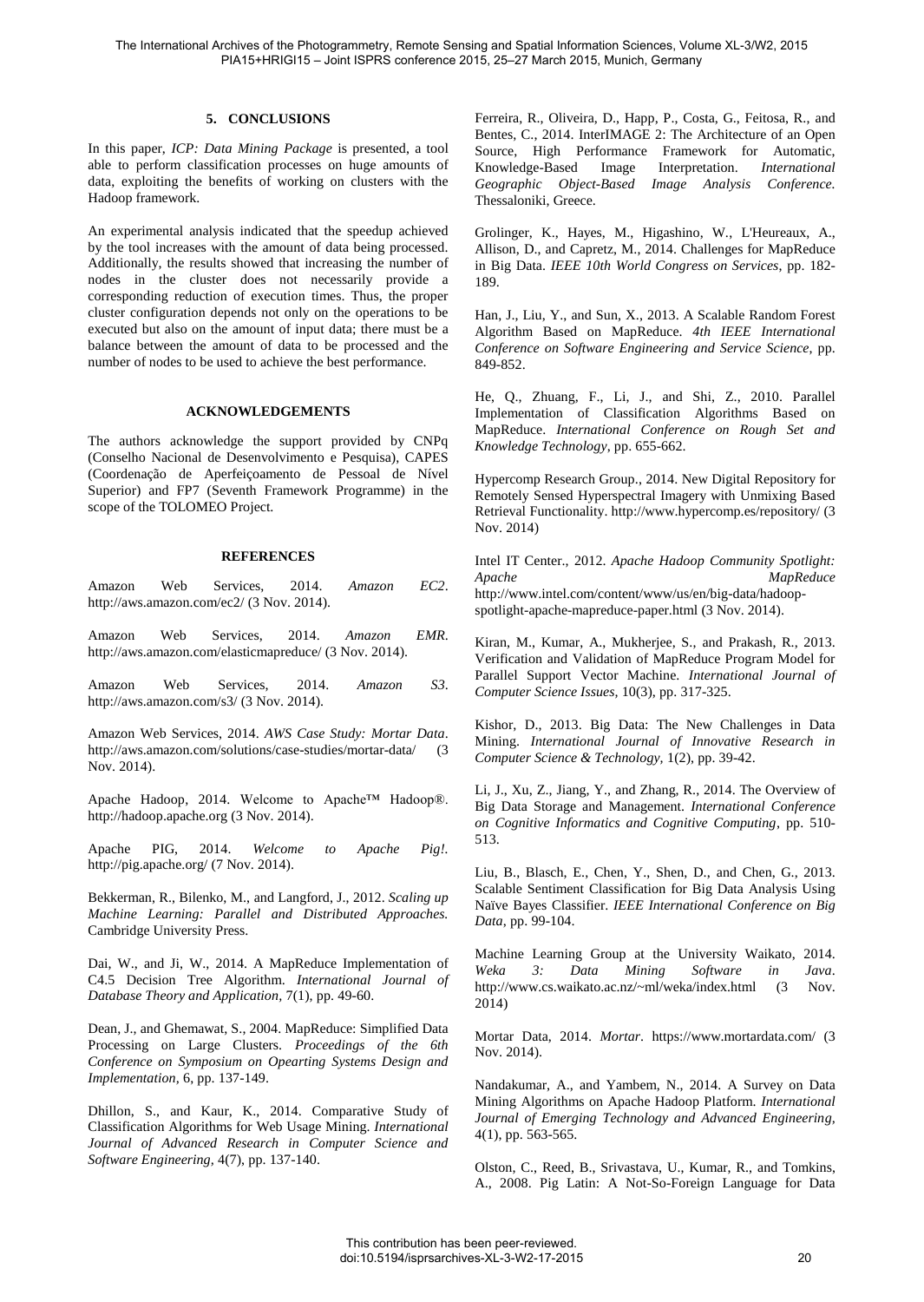## 5. CONCLUSIONS

In this paper, *ICP: Data Mining Package* is presented, a tool able to perform classification processes on huge amounts of data, exploiting the benefits of working on clusters with the Hadoop framework.

An experimental analysis indicated that the speedup achieved by the tool increases with the amount of data being processed. Additionally, the results showed that increasing the number of nodes in the cluster does not necessarily provide a corresponding reduction of execution times. Thus, the proper cluster configuration depends not only on the operations to be executed but also on the amount of input data; there must be a balance between the amount of data to be processed and the number of nodes to be used to achieve the best performance.

## ACKNOWLEDGEMENTS

The authors acknowledge the support provided by CNPq (Conselho Nacional de Desenvolvimento e Pesquisa), CAPES (Coordenação de Aperfeiçoamento de Pessoal de Nível Superior) and FP7 (Seventh Framework Programme) in the scope of the TOLOMEO Project.

## REFERENCES

Amazon Web Services, 2014. *Amazon EC2*. http://aws.amazon.com/ec2/ (3 Nov. 2014).

Amazon Web Services, 2014. *Amazon EMR*. http://aws.amazon.com/elasticmapreduce/ (3 Nov. 2014).

Amazon Web Services, 2014. *Amazon S3*. http://aws.amazon.com/s3/ (3 Nov. 2014).

Amazon Web Services, 2014. *AWS Case Study: Mortar Data*. http://aws.amazon.com/solutions/case-studies/mortar-data/ (3 Nov. 2014).

Apache Hadoop, 2014. Welcome to Apache™ Hadoop®. http://hadoop.apache.org (3 Nov. 2014).

Apache PIG, 2014. *Welcome to Apache Pig!*. http://pig.apache.org/ (7 Nov. 2014).

Bekkerman, R., Bilenko, M., and Langford, J., 2012. *Scaling up Machine Learning: Parallel and Distributed Approaches.* Cambridge University Press.

Dai, W., and Ji, W., 2014. A MapReduce Implementation of C4.5 Decision Tree Algorithm. *International Journal of Database Theory and Application*, 7(1), pp. 49-60.

Dean, J., and Ghemawat, S., 2004. MapReduce: Simplified Data Processing on Large Clusters. *Proceedings of the 6th Conference on Symposium on Opearting Systems Design and Implementation*, 6, pp. 137-149.

Dhillon, S., and Kaur, K., 2014. Comparative Study of Classification Algorithms for Web Usage Mining. *International Journal of Advanced Research in Computer Science and Software Engineering*, 4(7), pp. 137-140.

Ferreira, R., Oliveira, D., Happ, P., Costa, G., Feitosa, R., and Bentes, C., 2014. InterIMAGE 2: The Architecture of an Open Source, High Performance Framework for Automatic, Knowledge-Based Image Interpretation. *International Geographic Object-Based Image Analysis Conference.* Thessaloniki, Greece.

Grolinger, K., Hayes, M., Higashino, W., L'Heureaux, A., Allison, D., and Capretz, M., 2014. Challenges for MapReduce in Big Data. *IEEE 10th World Congress on Services*, pp. 182-189.

Han, J., Liu, Y., and Sun, X., 2013. A Scalable Random Forest Algorithm Based on MapReduce. *4th IEEE International Conference on Software Engineering and Service Science*, pp. 849-852.

He, Q., Zhuang, F., Li, J., and Shi, Z., 2010. Parallel Implementation of Classification Algorithms Based on MapReduce. *International Conference on Rough Set and Knowledge Technology*, pp. 655-662.

Hypercomp Research Group., 2014. New Digital Repository for Remotely Sensed Hyperspectral Imagery with Unmixing Based Retrieval Functionality. http://www.hypercomp.es/repository/ (3 Nov. 2014)

Intel IT Center., 2012. *Apache Hadoop Community Spotlight: Apache MapReduce* http://www.intel.com/content/www/us/en/big-data/hadoop-spotlight-apache-mapreduce-paper.html (3 Nov. 2014).

Kiran, M., Kumar, A., Mukherjee, S., and Prakash, R., 2013. Verification and Validation of MapReduce Program Model for Parallel Support Vector Machine. *International Journal of Computer Science Issues*, 10(3), pp. 317-325.

Kishor, D., 2013. Big Data: The New Challenges in Data Mining. *International Journal of Innovative Research in Computer Science & Technology*, 1(2), pp. 39-42.

Li, J., Xu, Z., Jiang, Y., and Zhang, R., 2014. The Overview of Big Data Storage and Management. *International Conference on Cognitive Informatics and Cognitive Computing*, pp. 510-513.

Liu, B., Blasch, E., Chen, Y., Shen, D., and Chen, G., 2013. Scalable Sentiment Classification for Big Data Analysis Using Naïve Bayes Classifier. *IEEE International Conference on Big Data*, pp. 99-104.

Machine Learning Group at the University Waikato, 2014. *Weka 3: Data Mining Software in Java*. http://www.cs.waikato.ac.nz/~ml/weka/index.html (3 Nov. 2014)

Mortar Data, 2014. *Mortar*. https://www.mortardata.com/ (3 Nov. 2014).

Nandakumar, A., and Yambem, N., 2014. A Survey on Data Mining Algorithms on Apache Hadoop Platform. *International Journal of Emerging Technology and Advanced Engineering*, 4(1), pp. 563-565.

Olston, C., Reed, B., Srivastava, U., Kumar, R., and Tomkins, A., 2008. Pig Latin: A Not-So-Foreign Language for Data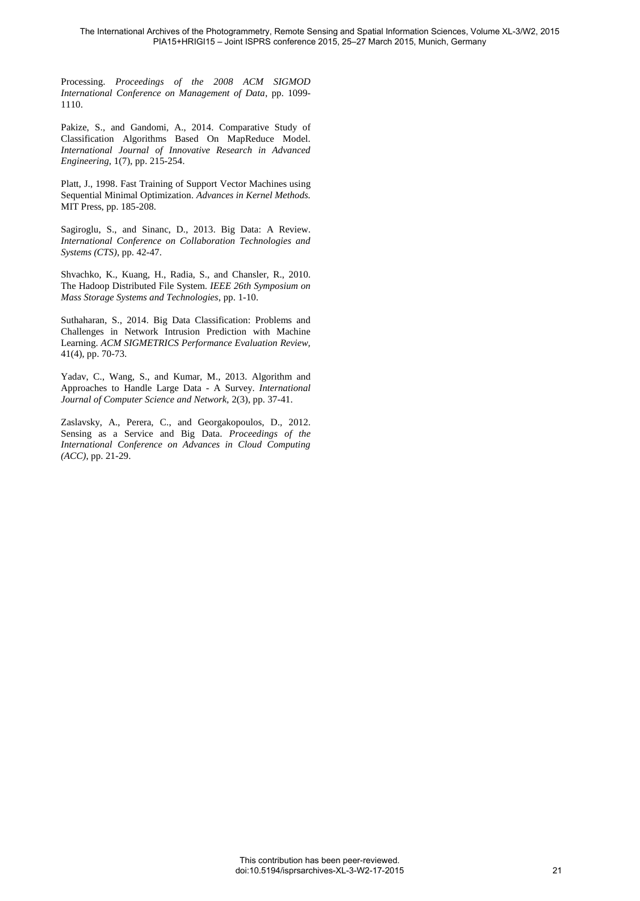Processing. *Proceedings of the 2008 ACM SIGMOD International Conference on Management of Data*, pp. 1099-1110.

Pakize, S., and Gandomi, A., 2014. Comparative Study of Classification Algorithms Based On MapReduce Model. *International Journal of Innovative Research in Advanced Engineering*, 1(7), pp. 215-254.

Platt, J., 1998. Fast Training of Support Vector Machines using Sequential Minimal Optimization. *Advances in Kernel Methods.* MIT Press, pp. 185-208.

Sagiroglu, S., and Sinanc, D., 2013. Big Data: A Review. *International Conference on Collaboration Technologies and Systems (CTS)*, pp. 42-47.

Shvachko, K., Kuang, H., Radia, S., and Chansler, R., 2010. The Hadoop Distributed File System. *IEEE 26th Symposium on Mass Storage Systems and Technologies*, pp. 1-10.

Suthaharan, S., 2014. Big Data Classification: Problems and Challenges in Network Intrusion Prediction with Machine Learning. *ACM SIGMETRICS Performance Evaluation Review*, 41(4), pp. 70-73.

Yadav, C., Wang, S., and Kumar, M., 2013. Algorithm and Approaches to Handle Large Data - A Survey. *International Journal of Computer Science and Network*, 2(3), pp. 37-41.

Zaslavsky, A., Perera, C., and Georgakopoulos, D., 2012. Sensing as a Service and Big Data. *Proceedings of the International Conference on Advances in Cloud Computing (ACC)*, pp. 21-29.